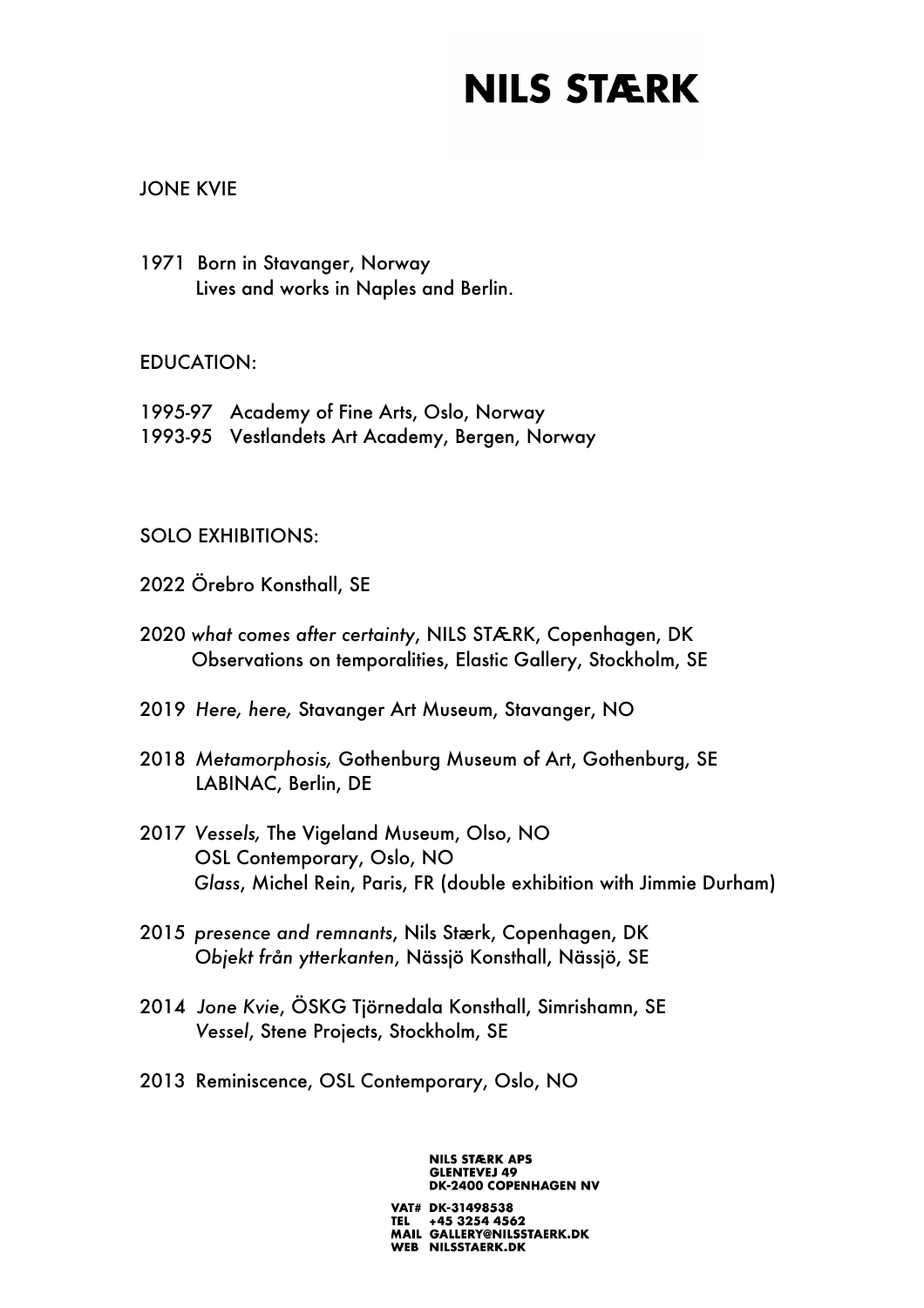# NILS STÆRK

JONE KVIE

1971 Born in Stavanger, Norway
Lives and works in Naples and Berlin.

EDUCATION:

1995-97 Academy of Fine Arts, Oslo, Norway
1993-95 Vestlandets Art Academy, Bergen, Norway

SOLO EXHIBITIONS:

2022 Örebro Konsthall, SE

2020 *what comes after certainty*, NILS STÆRK, Copenhagen, DK
Observations on temporalities, Elastic Gallery, Stockholm, SE

2019 *Here, here,* Stavanger Art Museum, Stavanger, NO

2018 *Metamorphosis,* Gothenburg Museum of Art, Gothenburg, SE
LABINAC, Berlin, DE

2017 *Vessels,* The Vigeland Museum, Olso, NO
OSL Contemporary, Oslo, NO
*Glass*, Michel Rein, Paris, FR (double exhibition with Jimmie Durham)

2015 *presence and remnants*, Nils Stærk, Copenhagen, DK
*Objekt från ytterkanten*, Nässjö Konsthall, Nässjö, SE

2014 *Jone Kvie*, ÖSKG Tjörnedala Konsthall, Simrishamn, SE
*Vessel*, Stene Projects, Stockholm, SE

2013 Reminiscence, OSL Contemporary, Oslo, NO

NILS STÆRK APS
GLENTEVEJ 49
DK-2400 COPENHAGEN NV

VAT# DK-31498538
TEL +45 3254 4562
MAIL GALLERY@NILSSTAERK.DK
WEB NILSSTAERK.DK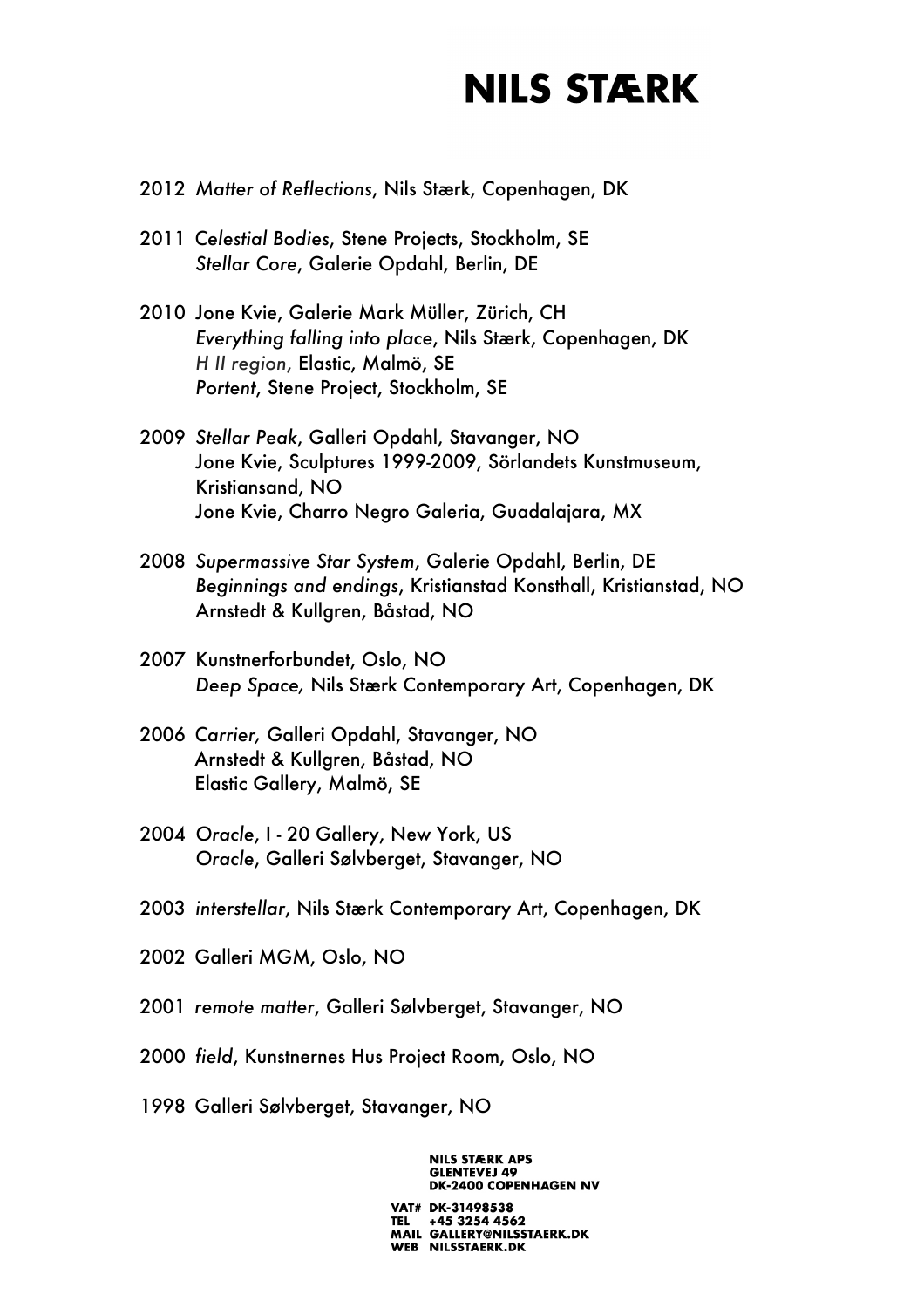2012 *Matter of Reflections*, Nils Stærk, Copenhagen, DK

2011 *Celestial Bodies*, Stene Projects, Stockholm, SE
*Stellar Core*, Galerie Opdahl, Berlin, DE

2010 Jone Kvie, Galerie Mark Müller, Zürich, CH
*Everything falling into place*, Nils Stærk, Copenhagen, DK
*H II region*, Elastic, Malmö, SE
*Portent*, Stene Project, Stockholm, SE

2009 *Stellar Peak*, Galleri Opdahl, Stavanger, NO
Jone Kvie, Sculptures 1999-2009, Sörlandets Kunstmuseum, Kristiansand, NO
Jone Kvie, Charro Negro Galeria, Guadalajara, MX

2008 *Supermassive Star System*, Galerie Opdahl, Berlin, DE
*Beginnings and endings*, Kristianstad Konsthall, Kristianstad, NO
Arnstedt & Kullgren, Båstad, NO

2007 Kunstnerforbundet, Oslo, NO
*Deep Space,* Nils Stærk Contemporary Art, Copenhagen, DK

2006 *Carrier,* Galleri Opdahl, Stavanger, NO
Arnstedt & Kullgren, Båstad, NO
Elastic Gallery, Malmö, SE

2004 *Oracle*, I - 20 Gallery, New York, US
*Oracle*, Galleri Sølvberget, Stavanger, NO

2003 *interstellar*, Nils Stærk Contemporary Art, Copenhagen, DK

2002 Galleri MGM, Oslo, NO

2001 *remote matter*, Galleri Sølvberget, Stavanger, NO

2000 *field*, Kunstnernes Hus Project Room, Oslo, NO

1998 Galleri Sølvberget, Stavanger, NO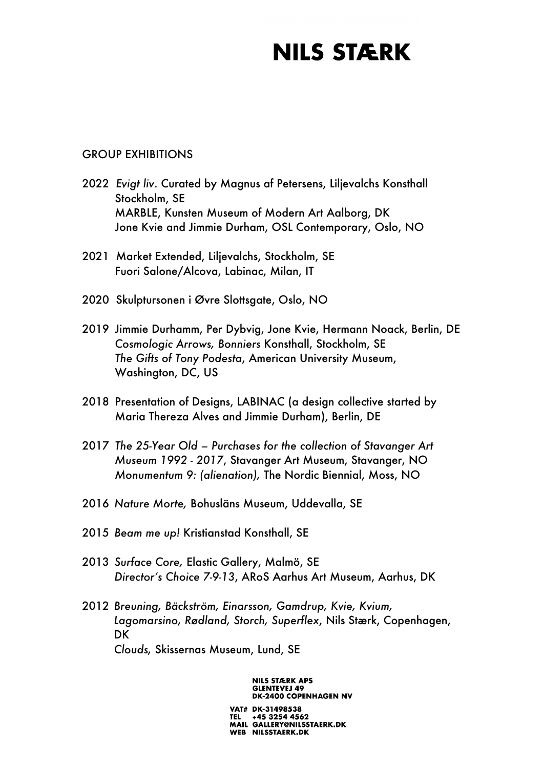## GROUP EXHIBITIONS

2022 *Evigt liv*. Curated by Magnus af Petersens, Liljevalchs Konsthall Stockholm, SE
MARBLE, Kunsten Museum of Modern Art Aalborg, DK
Jone Kvie and Jimmie Durham, OSL Contemporary, Oslo, NO

2021 Market Extended, Liljevalchs, Stockholm, SE
Fuori Salone/Alcova, Labinac, Milan, IT

2020 Skulptursonen i Øvre Slottsgate, Oslo, NO

2019 Jimmie Durhamm, Per Dybvig, Jone Kvie, Hermann Noack, Berlin, DE
*Cosmologic Arrows, Bonniers* Konsthall, Stockholm, SE
*The Gifts of Tony Podesta*, American University Museum, Washington, DC, US

2018 Presentation of Designs, LABINAC (a design collective started by Maria Thereza Alves and Jimmie Durham), Berlin, DE

2017 *The 25-Year Old – Purchases for the collection of Stavanger Art Museum 1992 - 2017*, Stavanger Art Museum, Stavanger, NO
*Monumentum 9: (alienation),* The Nordic Biennial, Moss, NO

2016 *Nature Morte,* Bohusläns Museum, Uddevalla, SE

2015 *Beam me up!* Kristianstad Konsthall, SE

2013 *Surface Core,* Elastic Gallery, Malmö, SE
*Director's Choice 7-9-13*, ARoS Aarhus Art Museum, Aarhus, DK

2012 *Breuning, Bäckström, Einarsson, Gamdrup, Kvie, Kvium, Lagomarsino, Rødland, Storch, Superflex*, Nils Stærk, Copenhagen, DK
*Clouds,* Skissernas Museum, Lund, SE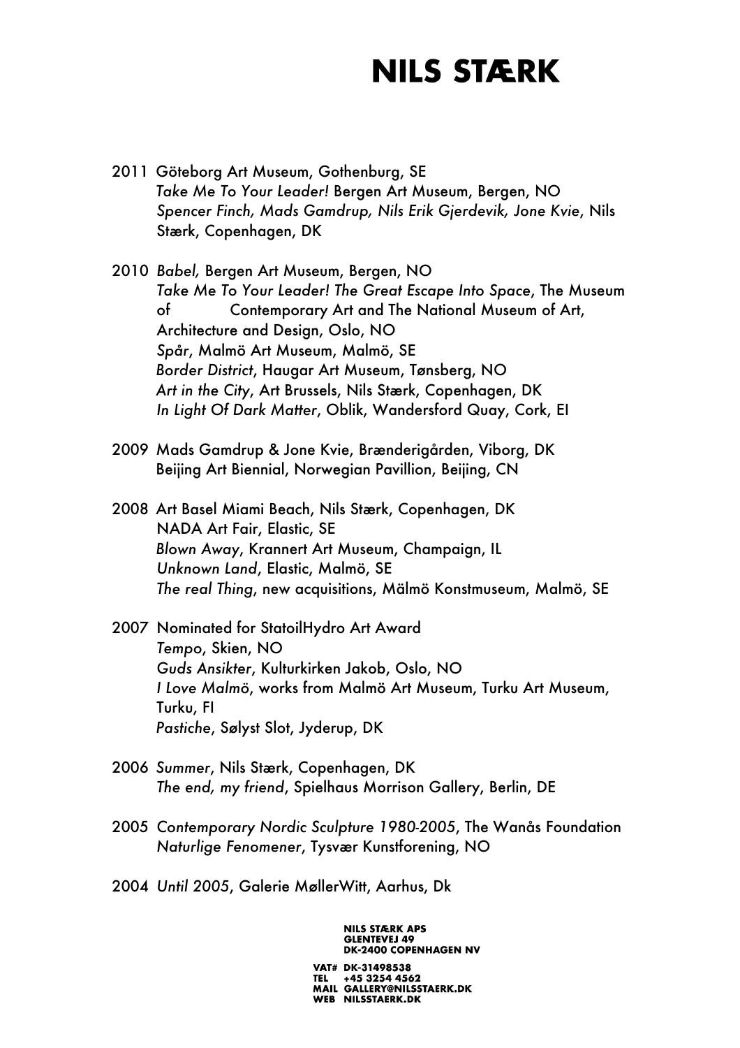2011 Göteborg Art Museum, Gothenburg, SE
*Take Me To Your Leader!* Bergen Art Museum, Bergen, NO
*Spencer Finch, Mads Gamdrup, Nils Erik Gjerdevik, Jone Kvie*, Nils Stærk, Copenhagen, DK

2010 *Babel,* Bergen Art Museum, Bergen, NO
*Take Me To Your Leader! The Great Escape Into Space*, The Museum of Contemporary Art and The National Museum of Art, Architecture and Design, Oslo, NO
*Spår*, Malmö Art Museum, Malmö, SE
*Border District*, Haugar Art Museum, Tønsberg, NO
*Art in the City*, Art Brussels, Nils Stærk, Copenhagen, DK
*In Light Of Dark Matter*, Oblik, Wandersford Quay, Cork, EI

2009 Mads Gamdrup & Jone Kvie, Brænderigården, Viborg, DK
Beijing Art Biennial, Norwegian Pavillion, Beijing, CN

2008 Art Basel Miami Beach, Nils Stærk, Copenhagen, DK
NADA Art Fair, Elastic, SE
*Blown Away*, Krannert Art Museum, Champaign, IL
*Unknown Land*, Elastic, Malmö, SE
*The real Thing*, new acquisitions, Mälmö Konstmuseum, Malmö, SE

2007 Nominated for StatoilHydro Art Award
*Tempo*, Skien, NO
*Guds Ansikter*, Kulturkirken Jakob, Oslo, NO
*I Love Malmö*, works from Malmö Art Museum, Turku Art Museum, Turku, FI
*Pastiche*, Sølyst Slot, Jyderup, DK

2006 *Summer*, Nils Stærk, Copenhagen, DK
*The end, my friend*, Spielhaus Morrison Gallery, Berlin, DE

2005 *Contemporary Nordic Sculpture 1980-2005*, The Wanås Foundation
*Naturlige Fenomener*, Tysvær Kunstforening, NO

2004 *Until 2005*, Galerie MøllerWitt, Aarhus, Dk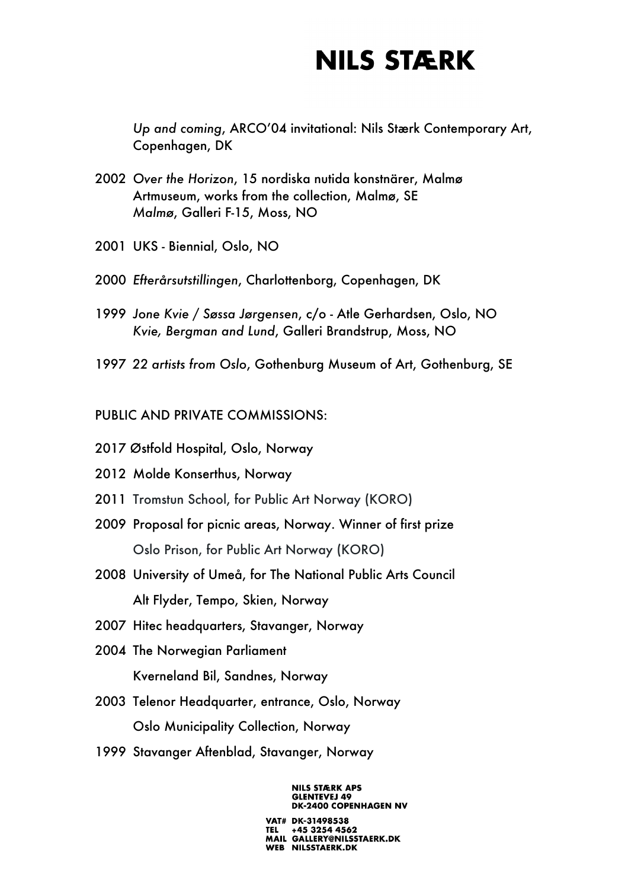*Up and coming*, ARCO'04 invitational: Nils Stærk Contemporary Art, Copenhagen, DK

2002 *Over the Horizon*, 15 nordiska nutida konstnärer, Malmø Artmuseum, works from the collection, Malmø, SE
*Malmø*, Galleri F-15, Moss, NO

2001 UKS - Biennial, Oslo, NO

2000 *Efterårsutstillingen*, Charlottenborg, Copenhagen, DK

1999 *Jone Kvie / Søssa Jørgensen*, c/o - Atle Gerhardsen, Oslo, NO
*Kvie, Bergman and Lund*, Galleri Brandstrup, Moss, NO

1997 *22 artists from Oslo*, Gothenburg Museum of Art, Gothenburg, SE

PUBLIC AND PRIVATE COMMISSIONS:

2017 Østfold Hospital, Oslo, Norway

2012 Molde Konserthus, Norway

2011 Tromstun School, for Public Art Norway (KORO)

2009 Proposal for picnic areas, Norway. Winner of first prize
Oslo Prison, for Public Art Norway (KORO)

2008 University of Umeå, for The National Public Arts Council
Alt Flyder, Tempo, Skien, Norway

2007 Hitec headquarters, Stavanger, Norway

2004 The Norwegian Parliament
Kverneland Bil, Sandnes, Norway

2003 Telenor Headquarter, entrance, Oslo, Norway
Oslo Municipality Collection, Norway

1999 Stavanger Aftenblad, Stavanger, Norway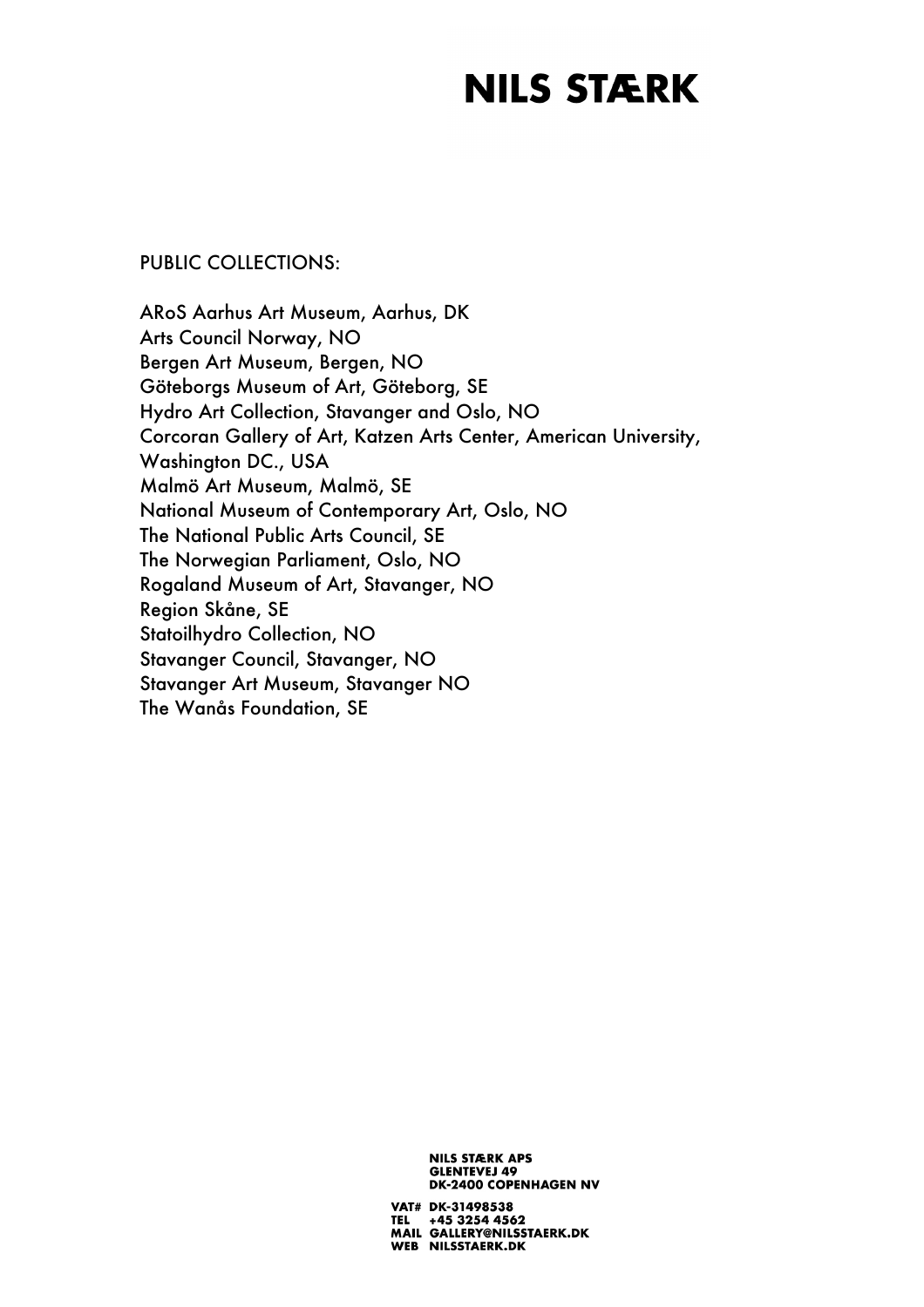PUBLIC COLLECTIONS:

ARoS Aarhus Art Museum, Aarhus, DK
Arts Council Norway, NO
Bergen Art Museum, Bergen, NO
Göteborgs Museum of Art, Göteborg, SE
Hydro Art Collection, Stavanger and Oslo, NO
Corcoran Gallery of Art, Katzen Arts Center, American University, Washington DC., USA
Malmö Art Museum, Malmö, SE
National Museum of Contemporary Art, Oslo, NO
The National Public Arts Council, SE
The Norwegian Parliament, Oslo, NO
Rogaland Museum of Art, Stavanger, NO
Region Skåne, SE
Statoilhydro Collection, NO
Stavanger Council, Stavanger, NO
Stavanger Art Museum, Stavanger NO
The Wanås Foundation, SE